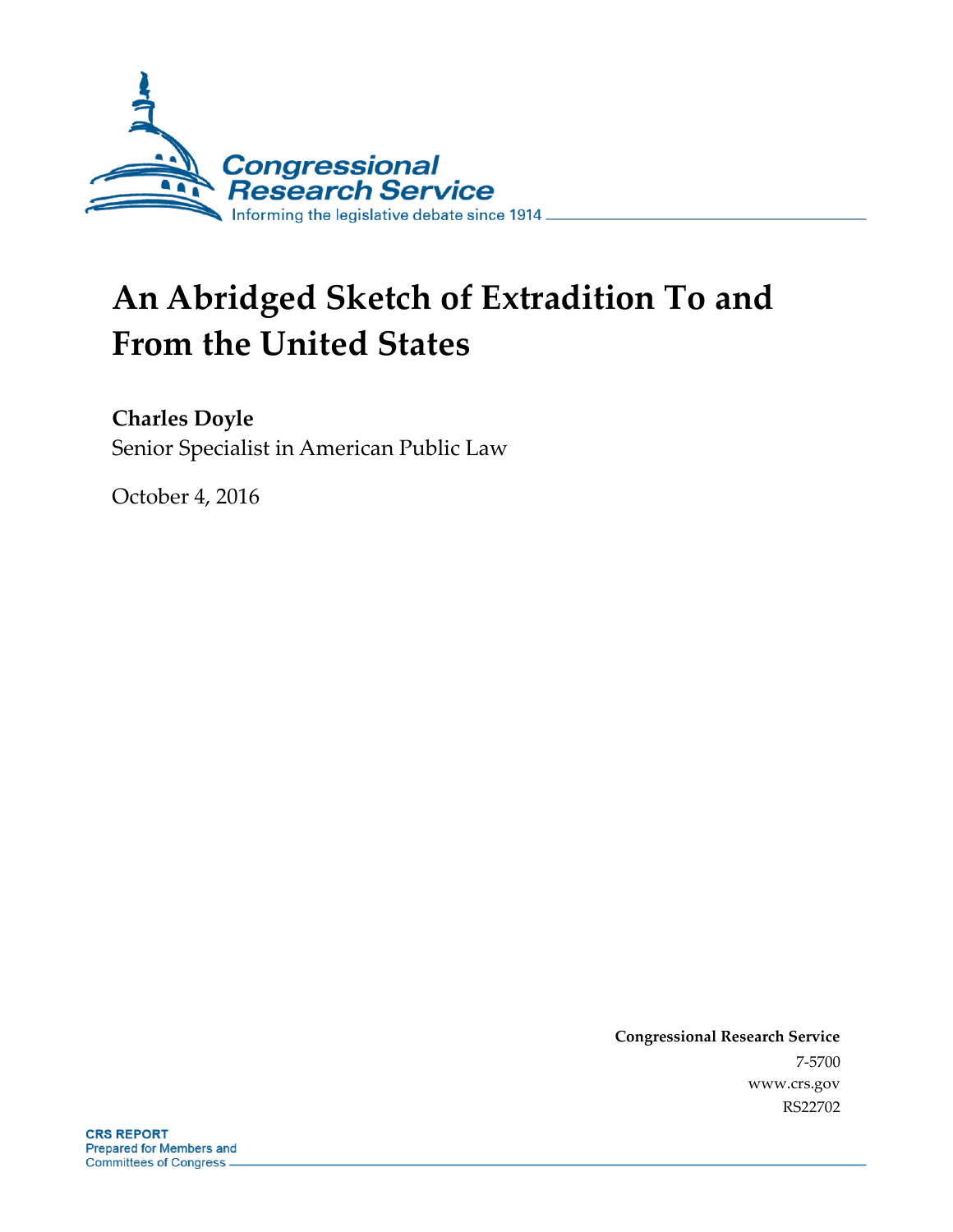Congressional Research Service

Informing the legislative debate since 1914

# An Abridged Sketch of Extradition To and From the United States

**Charles Doyle**

Senior Specialist in American Public Law

October 4, 2016

**Congressional Research Service**

7-5700

www.crs.gov

RS22702

**CRS REPORT**

Prepared for Members and Committees of Congress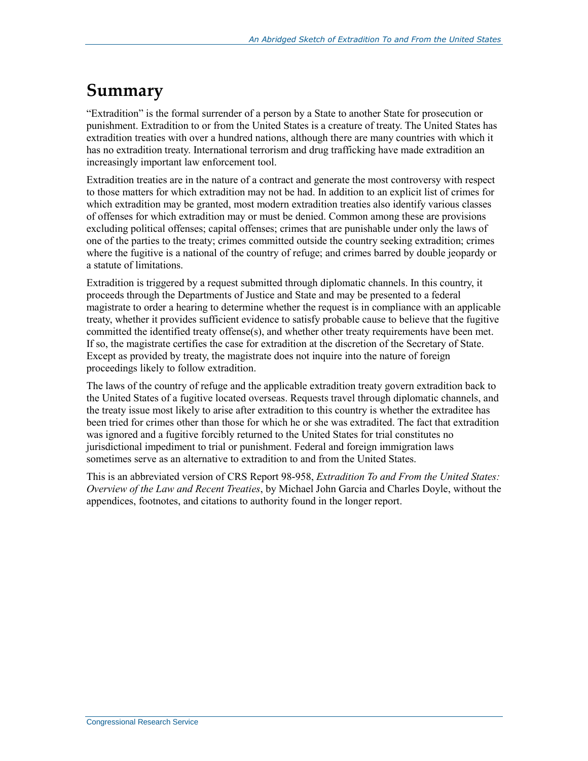# Summary

"Extradition" is the formal surrender of a person by a State to another State for prosecution or punishment. Extradition to or from the United States is a creature of treaty. The United States has extradition treaties with over a hundred nations, although there are many countries with which it has no extradition treaty. International terrorism and drug trafficking have made extradition an increasingly important law enforcement tool.

Extradition treaties are in the nature of a contract and generate the most controversy with respect to those matters for which extradition may not be had. In addition to an explicit list of crimes for which extradition may be granted, most modern extradition treaties also identify various classes of offenses for which extradition may or must be denied. Common among these are provisions excluding political offenses; capital offenses; crimes that are punishable under only the laws of one of the parties to the treaty; crimes committed outside the country seeking extradition; crimes where the fugitive is a national of the country of refuge; and crimes barred by double jeopardy or a statute of limitations.

Extradition is triggered by a request submitted through diplomatic channels. In this country, it proceeds through the Departments of Justice and State and may be presented to a federal magistrate to order a hearing to determine whether the request is in compliance with an applicable treaty, whether it provides sufficient evidence to satisfy probable cause to believe that the fugitive committed the identified treaty offense(s), and whether other treaty requirements have been met. If so, the magistrate certifies the case for extradition at the discretion of the Secretary of State. Except as provided by treaty, the magistrate does not inquire into the nature of foreign proceedings likely to follow extradition.

The laws of the country of refuge and the applicable extradition treaty govern extradition back to the United States of a fugitive located overseas. Requests travel through diplomatic channels, and the treaty issue most likely to arise after extradition to this country is whether the extraditee has been tried for crimes other than those for which he or she was extradited. The fact that extradition was ignored and a fugitive forcibly returned to the United States for trial constitutes no jurisdictional impediment to trial or punishment. Federal and foreign immigration laws sometimes serve as an alternative to extradition to and from the United States.

This is an abbreviated version of CRS Report 98-958, *Extradition To and From the United States: Overview of the Law and Recent Treaties*, by Michael John Garcia and Charles Doyle, without the appendices, footnotes, and citations to authority found in the longer report.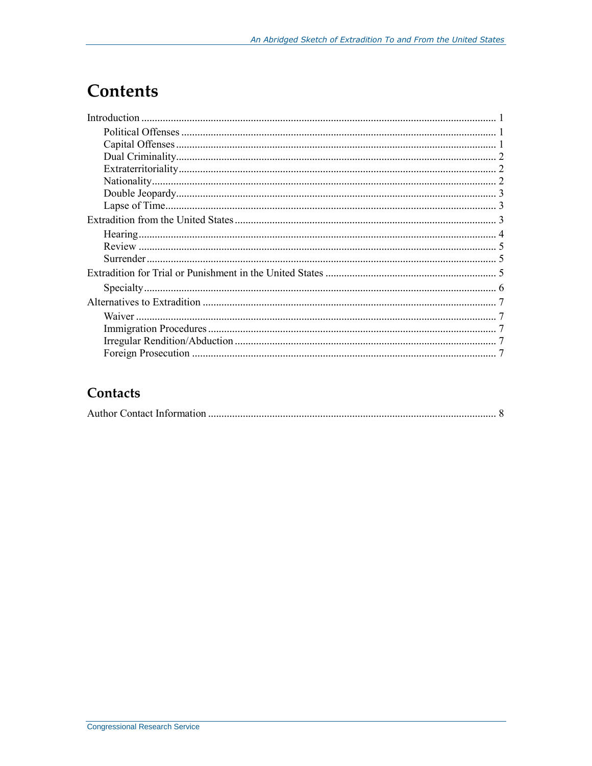# Contents

Introduction ..... 1
- Political Offenses ..... 1
- Capital Offenses ..... 1
- Dual Criminality ..... 2
- Extraterritoriality ..... 2
- Nationality ..... 2
- Double Jeopardy ..... 3
- Lapse of Time ..... 3

Extradition from the United States ..... 3
- Hearing ..... 4
- Review ..... 5
- Surrender ..... 5

Extradition for Trial or Punishment in the United States ..... 5
- Specialty ..... 6

Alternatives to Extradition ..... 7
- Waiver ..... 7
- Immigration Procedures ..... 7
- Irregular Rendition/Abduction ..... 7
- Foreign Prosecution ..... 7

## Contacts

Author Contact Information ..... 8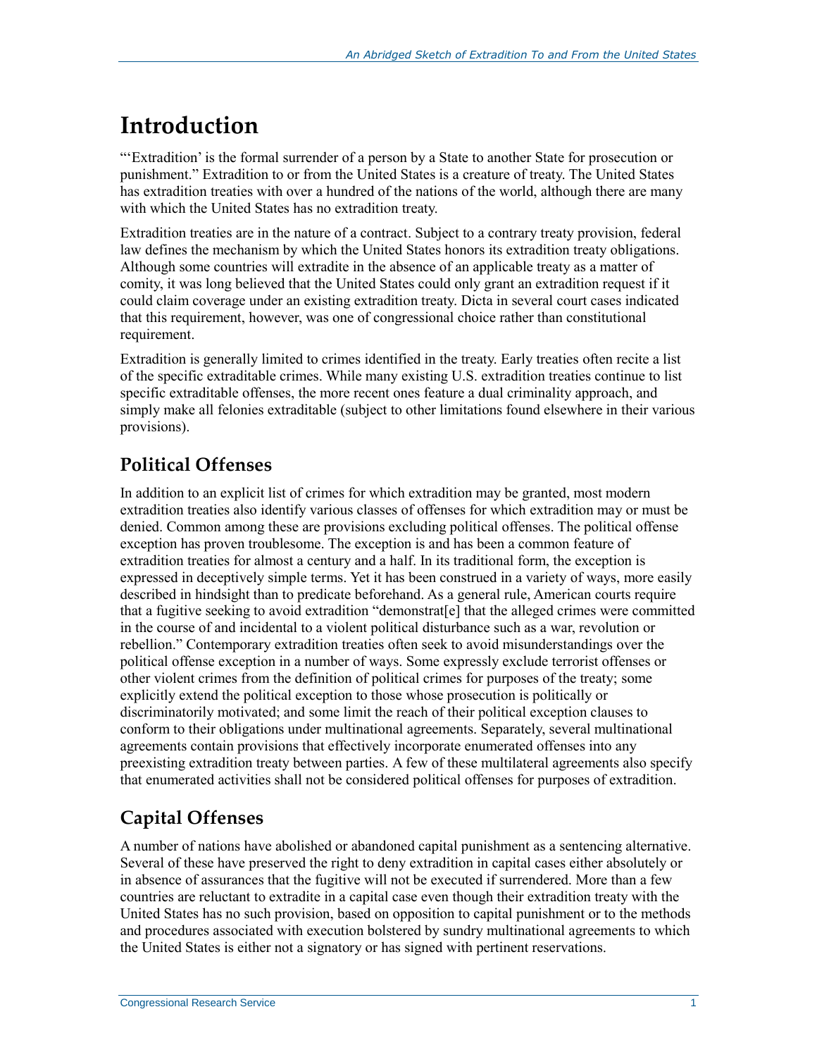# Introduction

"'Extradition' is the formal surrender of a person by a State to another State for prosecution or punishment." Extradition to or from the United States is a creature of treaty. The United States has extradition treaties with over a hundred of the nations of the world, although there are many with which the United States has no extradition treaty.

Extradition treaties are in the nature of a contract. Subject to a contrary treaty provision, federal law defines the mechanism by which the United States honors its extradition treaty obligations. Although some countries will extradite in the absence of an applicable treaty as a matter of comity, it was long believed that the United States could only grant an extradition request if it could claim coverage under an existing extradition treaty. Dicta in several court cases indicated that this requirement, however, was one of congressional choice rather than constitutional requirement.

Extradition is generally limited to crimes identified in the treaty. Early treaties often recite a list of the specific extraditable crimes. While many existing U.S. extradition treaties continue to list specific extraditable offenses, the more recent ones feature a dual criminality approach, and simply make all felonies extraditable (subject to other limitations found elsewhere in their various provisions).

## Political Offenses

In addition to an explicit list of crimes for which extradition may be granted, most modern extradition treaties also identify various classes of offenses for which extradition may or must be denied. Common among these are provisions excluding political offenses. The political offense exception has proven troublesome. The exception is and has been a common feature of extradition treaties for almost a century and a half. In its traditional form, the exception is expressed in deceptively simple terms. Yet it has been construed in a variety of ways, more easily described in hindsight than to predicate beforehand. As a general rule, American courts require that a fugitive seeking to avoid extradition "demonstrat[e] that the alleged crimes were committed in the course of and incidental to a violent political disturbance such as a war, revolution or rebellion." Contemporary extradition treaties often seek to avoid misunderstandings over the political offense exception in a number of ways. Some expressly exclude terrorist offenses or other violent crimes from the definition of political crimes for purposes of the treaty; some explicitly extend the political exception to those whose prosecution is politically or discriminatorily motivated; and some limit the reach of their political exception clauses to conform to their obligations under multinational agreements. Separately, several multinational agreements contain provisions that effectively incorporate enumerated offenses into any preexisting extradition treaty between parties. A few of these multilateral agreements also specify that enumerated activities shall not be considered political offenses for purposes of extradition.

## Capital Offenses

A number of nations have abolished or abandoned capital punishment as a sentencing alternative. Several of these have preserved the right to deny extradition in capital cases either absolutely or in absence of assurances that the fugitive will not be executed if surrendered. More than a few countries are reluctant to extradite in a capital case even though their extradition treaty with the United States has no such provision, based on opposition to capital punishment or to the methods and procedures associated with execution bolstered by sundry multinational agreements to which the United States is either not a signatory or has signed with pertinent reservations.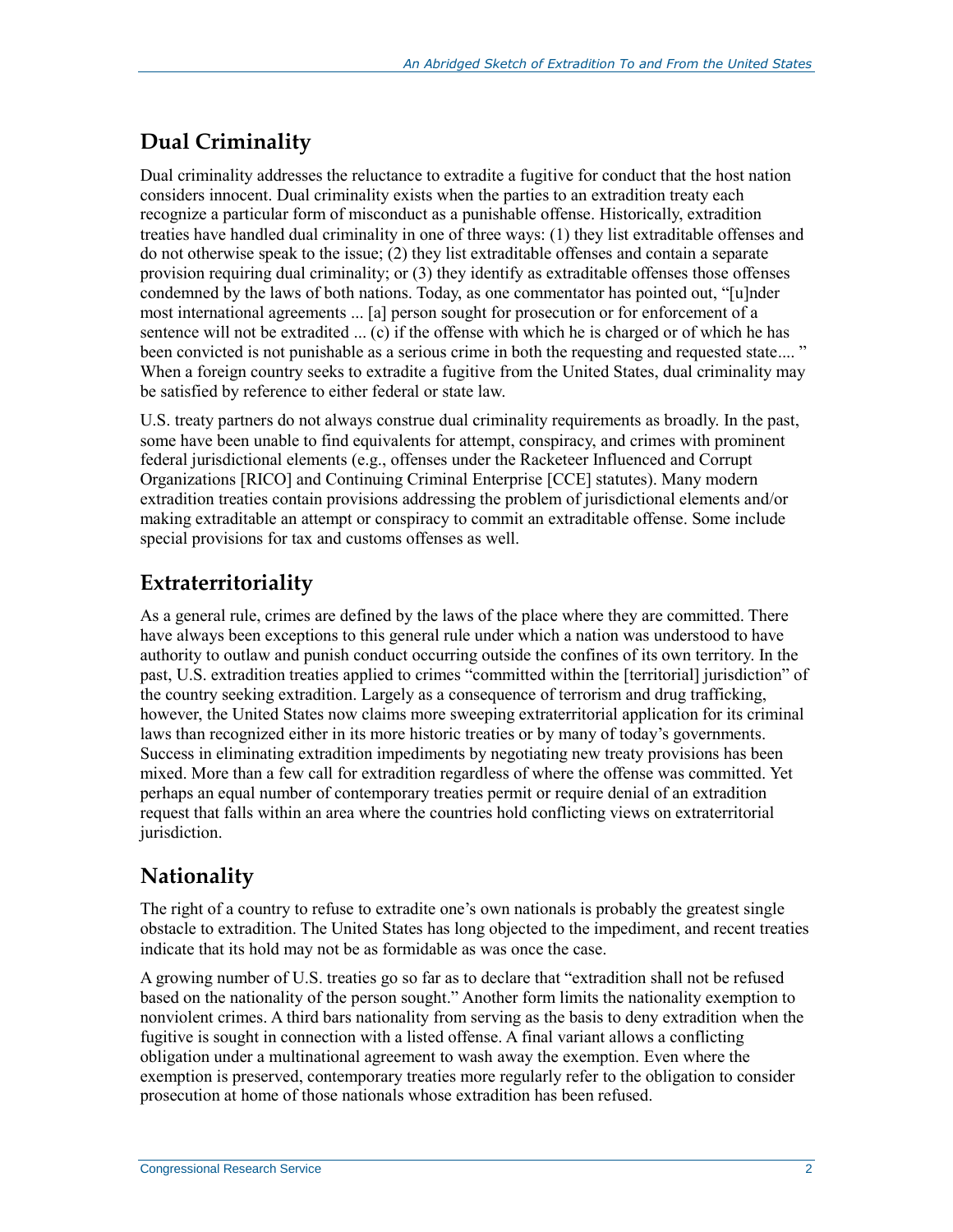## Dual Criminality

Dual criminality addresses the reluctance to extradite a fugitive for conduct that the host nation considers innocent. Dual criminality exists when the parties to an extradition treaty each recognize a particular form of misconduct as a punishable offense. Historically, extradition treaties have handled dual criminality in one of three ways: (1) they list extraditable offenses and do not otherwise speak to the issue; (2) they list extraditable offenses and contain a separate provision requiring dual criminality; or (3) they identify as extraditable offenses those offenses condemned by the laws of both nations. Today, as one commentator has pointed out, "[u]nder most international agreements ... [a] person sought for prosecution or for enforcement of a sentence will not be extradited ... (c) if the offense with which he is charged or of which he has been convicted is not punishable as a serious crime in both the requesting and requested state.... " When a foreign country seeks to extradite a fugitive from the United States, dual criminality may be satisfied by reference to either federal or state law.

U.S. treaty partners do not always construe dual criminality requirements as broadly. In the past, some have been unable to find equivalents for attempt, conspiracy, and crimes with prominent federal jurisdictional elements (e.g., offenses under the Racketeer Influenced and Corrupt Organizations [RICO] and Continuing Criminal Enterprise [CCE] statutes). Many modern extradition treaties contain provisions addressing the problem of jurisdictional elements and/or making extraditable an attempt or conspiracy to commit an extraditable offense. Some include special provisions for tax and customs offenses as well.

## Extraterritoriality

As a general rule, crimes are defined by the laws of the place where they are committed. There have always been exceptions to this general rule under which a nation was understood to have authority to outlaw and punish conduct occurring outside the confines of its own territory. In the past, U.S. extradition treaties applied to crimes "committed within the [territorial] jurisdiction" of the country seeking extradition. Largely as a consequence of terrorism and drug trafficking, however, the United States now claims more sweeping extraterritorial application for its criminal laws than recognized either in its more historic treaties or by many of today's governments. Success in eliminating extradition impediments by negotiating new treaty provisions has been mixed. More than a few call for extradition regardless of where the offense was committed. Yet perhaps an equal number of contemporary treaties permit or require denial of an extradition request that falls within an area where the countries hold conflicting views on extraterritorial jurisdiction.

## Nationality

The right of a country to refuse to extradite one's own nationals is probably the greatest single obstacle to extradition. The United States has long objected to the impediment, and recent treaties indicate that its hold may not be as formidable as was once the case.

A growing number of U.S. treaties go so far as to declare that "extradition shall not be refused based on the nationality of the person sought." Another form limits the nationality exemption to nonviolent crimes. A third bars nationality from serving as the basis to deny extradition when the fugitive is sought in connection with a listed offense. A final variant allows a conflicting obligation under a multinational agreement to wash away the exemption. Even where the exemption is preserved, contemporary treaties more regularly refer to the obligation to consider prosecution at home of those nationals whose extradition has been refused.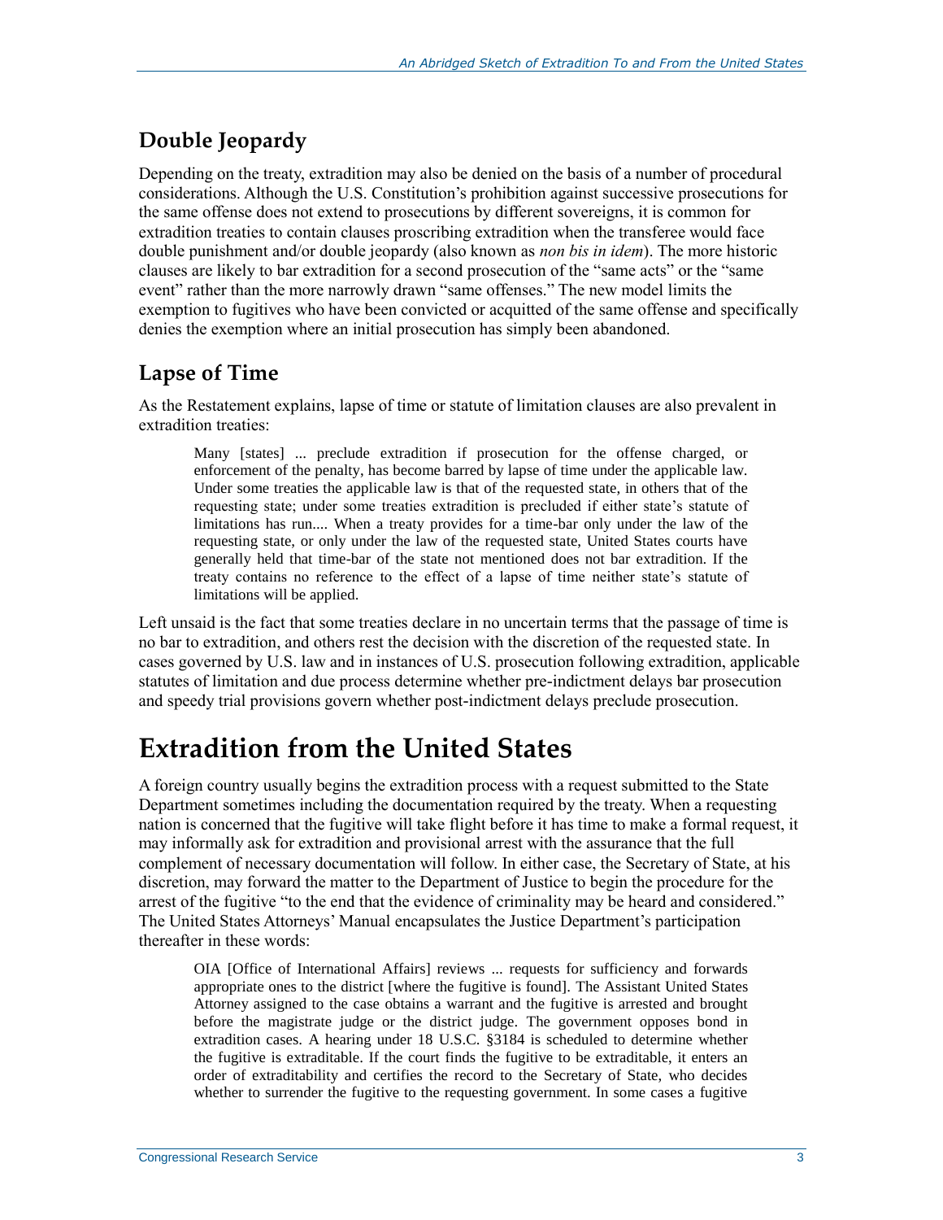## Double Jeopardy

Depending on the treaty, extradition may also be denied on the basis of a number of procedural considerations. Although the U.S. Constitution's prohibition against successive prosecutions for the same offense does not extend to prosecutions by different sovereigns, it is common for extradition treaties to contain clauses proscribing extradition when the transferee would face double punishment and/or double jeopardy (also known as *non bis in idem*). The more historic clauses are likely to bar extradition for a second prosecution of the "same acts" or the "same event" rather than the more narrowly drawn "same offenses." The new model limits the exemption to fugitives who have been convicted or acquitted of the same offense and specifically denies the exemption where an initial prosecution has simply been abandoned.

## Lapse of Time

As the Restatement explains, lapse of time or statute of limitation clauses are also prevalent in extradition treaties:

> Many [states] ... preclude extradition if prosecution for the offense charged, or enforcement of the penalty, has become barred by lapse of time under the applicable law. Under some treaties the applicable law is that of the requested state, in others that of the requesting state; under some treaties extradition is precluded if either state's statute of limitations has run.... When a treaty provides for a time-bar only under the law of the requesting state, or only under the law of the requested state, United States courts have generally held that time-bar of the state not mentioned does not bar extradition. If the treaty contains no reference to the effect of a lapse of time neither state's statute of limitations will be applied.

Left unsaid is the fact that some treaties declare in no uncertain terms that the passage of time is no bar to extradition, and others rest the decision with the discretion of the requested state. In cases governed by U.S. law and in instances of U.S. prosecution following extradition, applicable statutes of limitation and due process determine whether pre-indictment delays bar prosecution and speedy trial provisions govern whether post-indictment delays preclude prosecution.

# Extradition from the United States

A foreign country usually begins the extradition process with a request submitted to the State Department sometimes including the documentation required by the treaty. When a requesting nation is concerned that the fugitive will take flight before it has time to make a formal request, it may informally ask for extradition and provisional arrest with the assurance that the full complement of necessary documentation will follow. In either case, the Secretary of State, at his discretion, may forward the matter to the Department of Justice to begin the procedure for the arrest of the fugitive "to the end that the evidence of criminality may be heard and considered." The United States Attorneys' Manual encapsulates the Justice Department's participation thereafter in these words:

> OIA [Office of International Affairs] reviews ... requests for sufficiency and forwards appropriate ones to the district [where the fugitive is found]. The Assistant United States Attorney assigned to the case obtains a warrant and the fugitive is arrested and brought before the magistrate judge or the district judge. The government opposes bond in extradition cases. A hearing under 18 U.S.C. §3184 is scheduled to determine whether the fugitive is extraditable. If the court finds the fugitive to be extraditable, it enters an order of extraditability and certifies the record to the Secretary of State, who decides whether to surrender the fugitive to the requesting government. In some cases a fugitive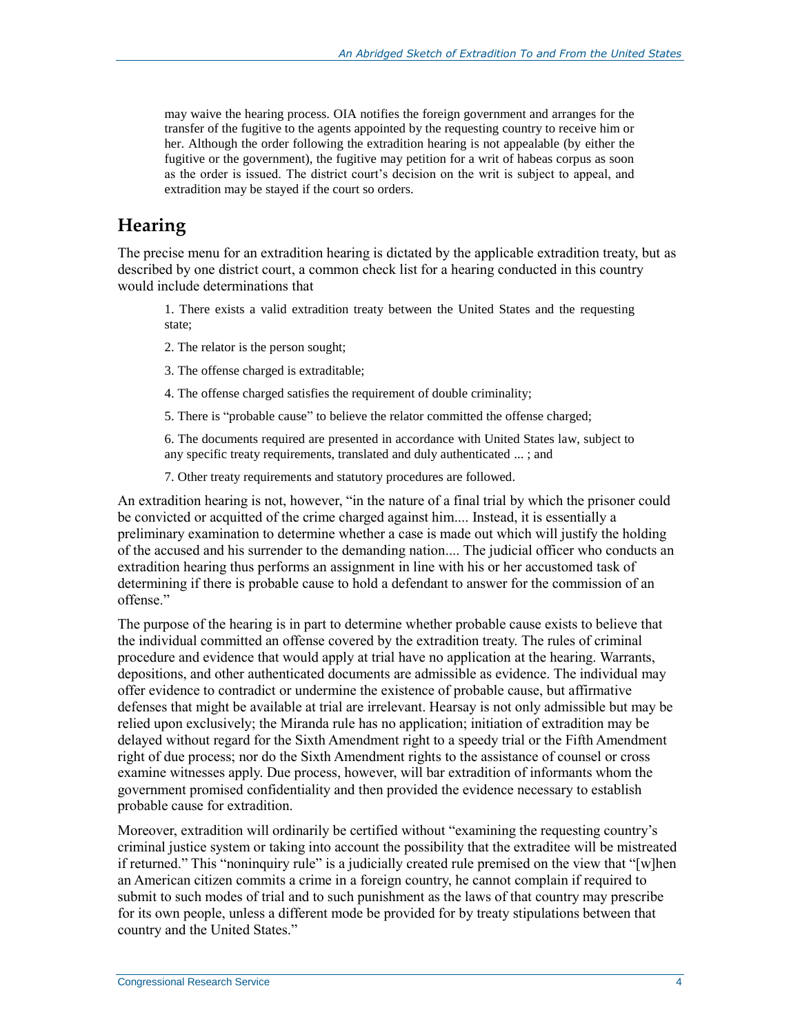may waive the hearing process. OIA notifies the foreign government and arranges for the transfer of the fugitive to the agents appointed by the requesting country to receive him or her. Although the order following the extradition hearing is not appealable (by either the fugitive or the government), the fugitive may petition for a writ of habeas corpus as soon as the order is issued. The district court's decision on the writ is subject to appeal, and extradition may be stayed if the court so orders.

## Hearing

The precise menu for an extradition hearing is dictated by the applicable extradition treaty, but as described by one district court, a common check list for a hearing conducted in this country would include determinations that

> 1. There exists a valid extradition treaty between the United States and the requesting state;
>
> 2. The relator is the person sought;
>
> 3. The offense charged is extraditable;
>
> 4. The offense charged satisfies the requirement of double criminality;
>
> 5. There is "probable cause" to believe the relator committed the offense charged;
>
> 6. The documents required are presented in accordance with United States law, subject to any specific treaty requirements, translated and duly authenticated ... ; and
>
> 7. Other treaty requirements and statutory procedures are followed.

An extradition hearing is not, however, "in the nature of a final trial by which the prisoner could be convicted or acquitted of the crime charged against him.... Instead, it is essentially a preliminary examination to determine whether a case is made out which will justify the holding of the accused and his surrender to the demanding nation.... The judicial officer who conducts an extradition hearing thus performs an assignment in line with his or her accustomed task of determining if there is probable cause to hold a defendant to answer for the commission of an offense."

The purpose of the hearing is in part to determine whether probable cause exists to believe that the individual committed an offense covered by the extradition treaty. The rules of criminal procedure and evidence that would apply at trial have no application at the hearing. Warrants, depositions, and other authenticated documents are admissible as evidence. The individual may offer evidence to contradict or undermine the existence of probable cause, but affirmative defenses that might be available at trial are irrelevant. Hearsay is not only admissible but may be relied upon exclusively; the Miranda rule has no application; initiation of extradition may be delayed without regard for the Sixth Amendment right to a speedy trial or the Fifth Amendment right of due process; nor do the Sixth Amendment rights to the assistance of counsel or cross examine witnesses apply. Due process, however, will bar extradition of informants whom the government promised confidentiality and then provided the evidence necessary to establish probable cause for extradition.

Moreover, extradition will ordinarily be certified without "examining the requesting country's criminal justice system or taking into account the possibility that the extraditee will be mistreated if returned." This "noninquiry rule" is a judicially created rule premised on the view that "[w]hen an American citizen commits a crime in a foreign country, he cannot complain if required to submit to such modes of trial and to such punishment as the laws of that country may prescribe for its own people, unless a different mode be provided for by treaty stipulations between that country and the United States."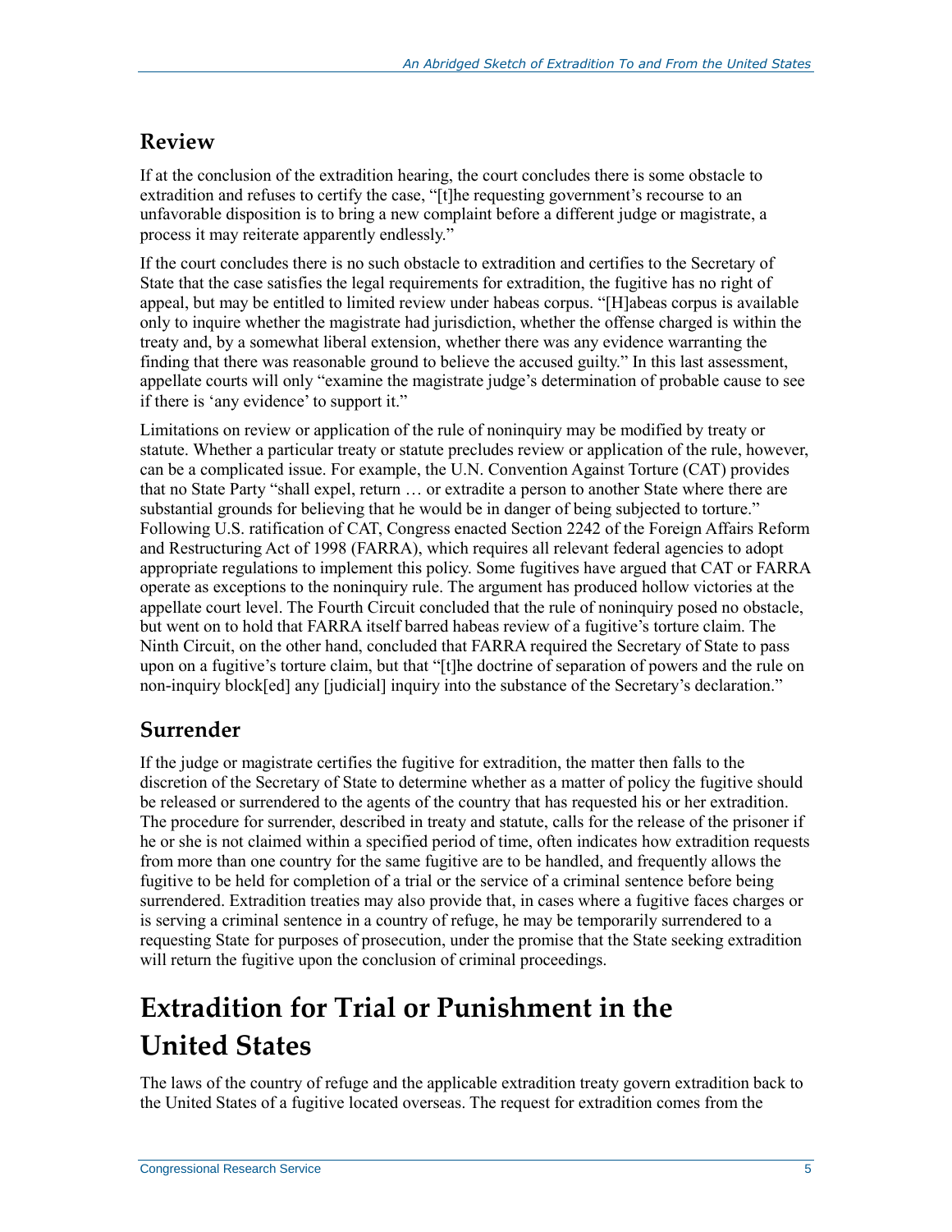## Review

If at the conclusion of the extradition hearing, the court concludes there is some obstacle to extradition and refuses to certify the case, "[t]he requesting government's recourse to an unfavorable disposition is to bring a new complaint before a different judge or magistrate, a process it may reiterate apparently endlessly."

If the court concludes there is no such obstacle to extradition and certifies to the Secretary of State that the case satisfies the legal requirements for extradition, the fugitive has no right of appeal, but may be entitled to limited review under habeas corpus. "[H]abeas corpus is available only to inquire whether the magistrate had jurisdiction, whether the offense charged is within the treaty and, by a somewhat liberal extension, whether there was any evidence warranting the finding that there was reasonable ground to believe the accused guilty." In this last assessment, appellate courts will only "examine the magistrate judge's determination of probable cause to see if there is 'any evidence' to support it."

Limitations on review or application of the rule of noninquiry may be modified by treaty or statute. Whether a particular treaty or statute precludes review or application of the rule, however, can be a complicated issue. For example, the U.N. Convention Against Torture (CAT) provides that no State Party "shall expel, return … or extradite a person to another State where there are substantial grounds for believing that he would be in danger of being subjected to torture." Following U.S. ratification of CAT, Congress enacted Section 2242 of the Foreign Affairs Reform and Restructuring Act of 1998 (FARRA), which requires all relevant federal agencies to adopt appropriate regulations to implement this policy. Some fugitives have argued that CAT or FARRA operate as exceptions to the noninquiry rule. The argument has produced hollow victories at the appellate court level. The Fourth Circuit concluded that the rule of noninquiry posed no obstacle, but went on to hold that FARRA itself barred habeas review of a fugitive's torture claim. The Ninth Circuit, on the other hand, concluded that FARRA required the Secretary of State to pass upon on a fugitive's torture claim, but that "[t]he doctrine of separation of powers and the rule on non-inquiry block[ed] any [judicial] inquiry into the substance of the Secretary's declaration."

## Surrender

If the judge or magistrate certifies the fugitive for extradition, the matter then falls to the discretion of the Secretary of State to determine whether as a matter of policy the fugitive should be released or surrendered to the agents of the country that has requested his or her extradition. The procedure for surrender, described in treaty and statute, calls for the release of the prisoner if he or she is not claimed within a specified period of time, often indicates how extradition requests from more than one country for the same fugitive are to be handled, and frequently allows the fugitive to be held for completion of a trial or the service of a criminal sentence before being surrendered. Extradition treaties may also provide that, in cases where a fugitive faces charges or is serving a criminal sentence in a country of refuge, he may be temporarily surrendered to a requesting State for purposes of prosecution, under the promise that the State seeking extradition will return the fugitive upon the conclusion of criminal proceedings.

# Extradition for Trial or Punishment in the United States

The laws of the country of refuge and the applicable extradition treaty govern extradition back to the United States of a fugitive located overseas. The request for extradition comes from the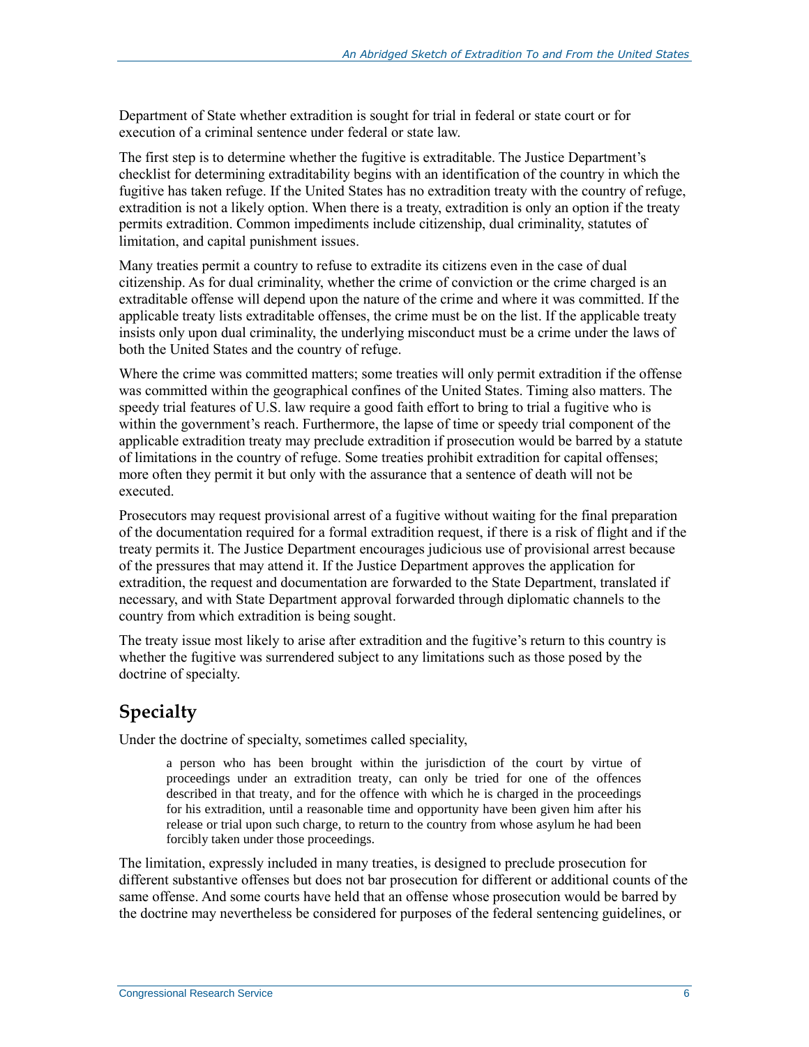Department of State whether extradition is sought for trial in federal or state court or for execution of a criminal sentence under federal or state law.

The first step is to determine whether the fugitive is extraditable. The Justice Department's checklist for determining extraditability begins with an identification of the country in which the fugitive has taken refuge. If the United States has no extradition treaty with the country of refuge, extradition is not a likely option. When there is a treaty, extradition is only an option if the treaty permits extradition. Common impediments include citizenship, dual criminality, statutes of limitation, and capital punishment issues.

Many treaties permit a country to refuse to extradite its citizens even in the case of dual citizenship. As for dual criminality, whether the crime of conviction or the crime charged is an extraditable offense will depend upon the nature of the crime and where it was committed. If the applicable treaty lists extraditable offenses, the crime must be on the list. If the applicable treaty insists only upon dual criminality, the underlying misconduct must be a crime under the laws of both the United States and the country of refuge.

Where the crime was committed matters; some treaties will only permit extradition if the offense was committed within the geographical confines of the United States. Timing also matters. The speedy trial features of U.S. law require a good faith effort to bring to trial a fugitive who is within the government's reach. Furthermore, the lapse of time or speedy trial component of the applicable extradition treaty may preclude extradition if prosecution would be barred by a statute of limitations in the country of refuge. Some treaties prohibit extradition for capital offenses; more often they permit it but only with the assurance that a sentence of death will not be executed.

Prosecutors may request provisional arrest of a fugitive without waiting for the final preparation of the documentation required for a formal extradition request, if there is a risk of flight and if the treaty permits it. The Justice Department encourages judicious use of provisional arrest because of the pressures that may attend it. If the Justice Department approves the application for extradition, the request and documentation are forwarded to the State Department, translated if necessary, and with State Department approval forwarded through diplomatic channels to the country from which extradition is being sought.

The treaty issue most likely to arise after extradition and the fugitive's return to this country is whether the fugitive was surrendered subject to any limitations such as those posed by the doctrine of specialty.

## Specialty

Under the doctrine of specialty, sometimes called speciality,

> a person who has been brought within the jurisdiction of the court by virtue of proceedings under an extradition treaty, can only be tried for one of the offences described in that treaty, and for the offence with which he is charged in the proceedings for his extradition, until a reasonable time and opportunity have been given him after his release or trial upon such charge, to return to the country from whose asylum he had been forcibly taken under those proceedings.

The limitation, expressly included in many treaties, is designed to preclude prosecution for different substantive offenses but does not bar prosecution for different or additional counts of the same offense. And some courts have held that an offense whose prosecution would be barred by the doctrine may nevertheless be considered for purposes of the federal sentencing guidelines, or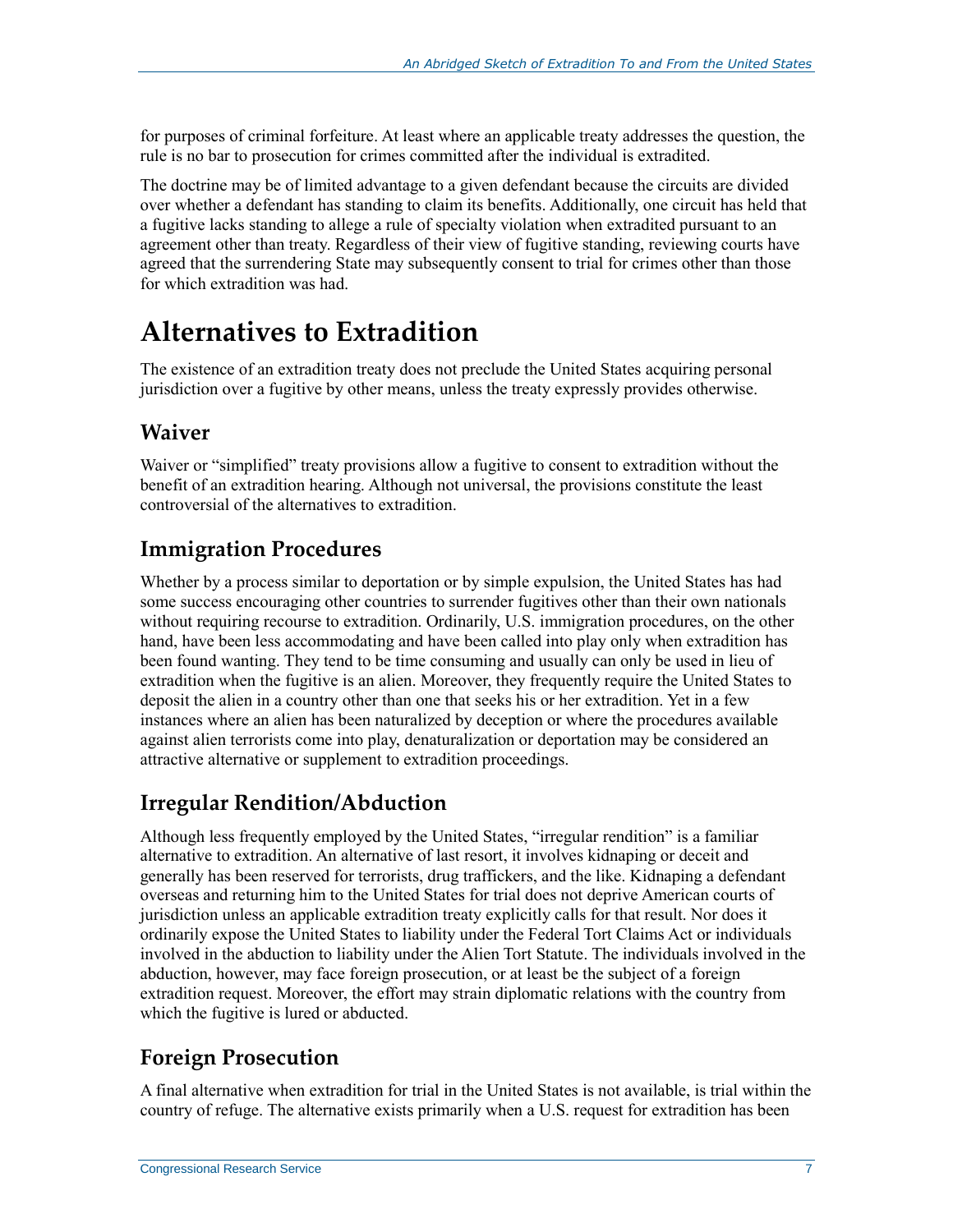for purposes of criminal forfeiture. At least where an applicable treaty addresses the question, the rule is no bar to prosecution for crimes committed after the individual is extradited.

The doctrine may be of limited advantage to a given defendant because the circuits are divided over whether a defendant has standing to claim its benefits. Additionally, one circuit has held that a fugitive lacks standing to allege a rule of specialty violation when extradited pursuant to an agreement other than treaty. Regardless of their view of fugitive standing, reviewing courts have agreed that the surrendering State may subsequently consent to trial for crimes other than those for which extradition was had.

# Alternatives to Extradition

The existence of an extradition treaty does not preclude the United States acquiring personal jurisdiction over a fugitive by other means, unless the treaty expressly provides otherwise.

## Waiver

Waiver or "simplified" treaty provisions allow a fugitive to consent to extradition without the benefit of an extradition hearing. Although not universal, the provisions constitute the least controversial of the alternatives to extradition.

## Immigration Procedures

Whether by a process similar to deportation or by simple expulsion, the United States has had some success encouraging other countries to surrender fugitives other than their own nationals without requiring recourse to extradition. Ordinarily, U.S. immigration procedures, on the other hand, have been less accommodating and have been called into play only when extradition has been found wanting. They tend to be time consuming and usually can only be used in lieu of extradition when the fugitive is an alien. Moreover, they frequently require the United States to deposit the alien in a country other than one that seeks his or her extradition. Yet in a few instances where an alien has been naturalized by deception or where the procedures available against alien terrorists come into play, denaturalization or deportation may be considered an attractive alternative or supplement to extradition proceedings.

## Irregular Rendition/Abduction

Although less frequently employed by the United States, "irregular rendition" is a familiar alternative to extradition. An alternative of last resort, it involves kidnaping or deceit and generally has been reserved for terrorists, drug traffickers, and the like. Kidnaping a defendant overseas and returning him to the United States for trial does not deprive American courts of jurisdiction unless an applicable extradition treaty explicitly calls for that result. Nor does it ordinarily expose the United States to liability under the Federal Tort Claims Act or individuals involved in the abduction to liability under the Alien Tort Statute. The individuals involved in the abduction, however, may face foreign prosecution, or at least be the subject of a foreign extradition request. Moreover, the effort may strain diplomatic relations with the country from which the fugitive is lured or abducted.

## Foreign Prosecution

A final alternative when extradition for trial in the United States is not available, is trial within the country of refuge. The alternative exists primarily when a U.S. request for extradition has been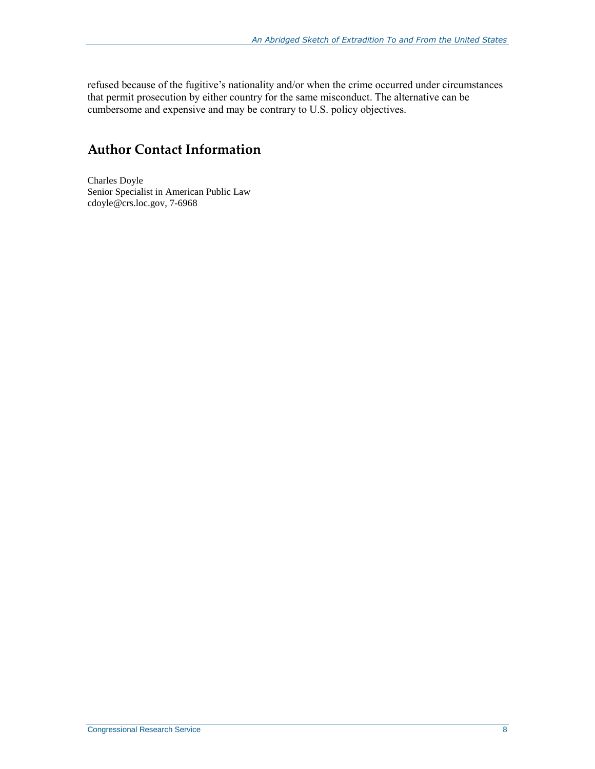refused because of the fugitive's nationality and/or when the crime occurred under circumstances that permit prosecution by either country for the same misconduct. The alternative can be cumbersome and expensive and may be contrary to U.S. policy objectives.

## Author Contact Information

Charles Doyle
Senior Specialist in American Public Law
cdoyle@crs.loc.gov, 7-6968